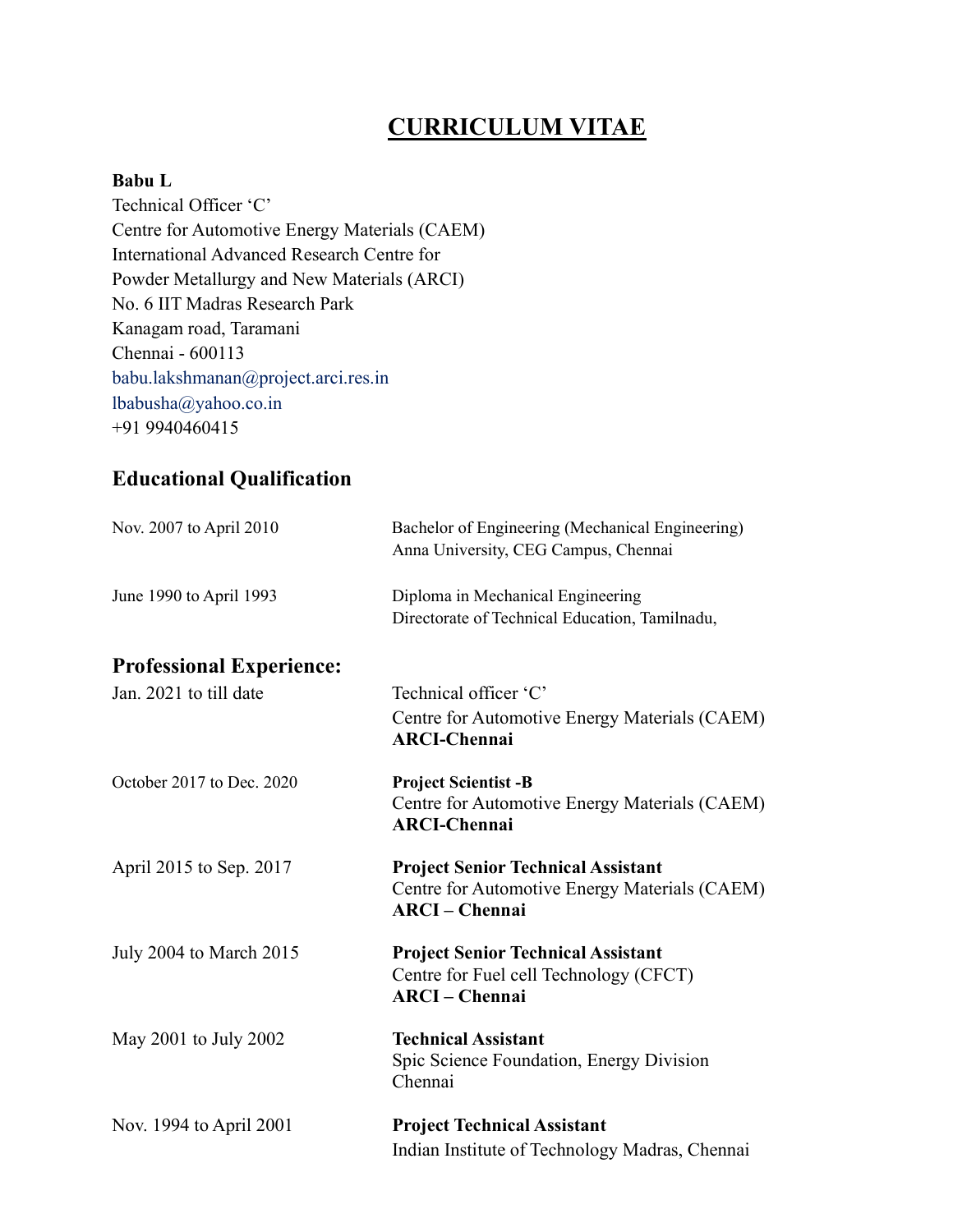# CURRICULUM VITAE

**Babu L**
Technical Officer ‘C’
Centre for Automotive Energy Materials (CAEM)
International Advanced Research Centre for
Powder Metallurgy and New Materials (ARCI)
No. 6 IIT Madras Research Park
Kanagam road, Taramani
Chennai - 600113
babu.lakshmanan@project.arci.res.in
lbabusha@yahoo.co.in
+91 9940460415

## Educational Qualification

| | |
|---|---|
| Nov. 2007 to April 2010 | Bachelor of Engineering (Mechanical Engineering)<br>Anna University, CEG Campus, Chennai |
| June 1990 to April 1993 | Diploma in Mechanical Engineering<br>Directorate of Technical Education, Tamilnadu, |

## Professional Experience:

| | |
|---|---|
| Jan. 2021 to till date | Technical officer ‘C’<br>Centre for Automotive Energy Materials (CAEM)<br>**ARCI-Chennai** |
| October 2017 to Dec. 2020 | **Project Scientist -B**<br>Centre for Automotive Energy Materials (CAEM)<br>**ARCI-Chennai** |
| April 2015 to Sep. 2017 | **Project Senior Technical Assistant**<br>Centre for Automotive Energy Materials (CAEM)<br>**ARCI – Chennai** |
| July 2004 to March 2015 | **Project Senior Technical Assistant**<br>Centre for Fuel cell Technology (CFCT)<br>**ARCI – Chennai** |
| May 2001 to July 2002 | **Technical Assistant**<br>Spic Science Foundation, Energy Division<br>Chennai |
| Nov. 1994 to April 2001 | **Project Technical Assistant**<br>Indian Institute of Technology Madras, Chennai |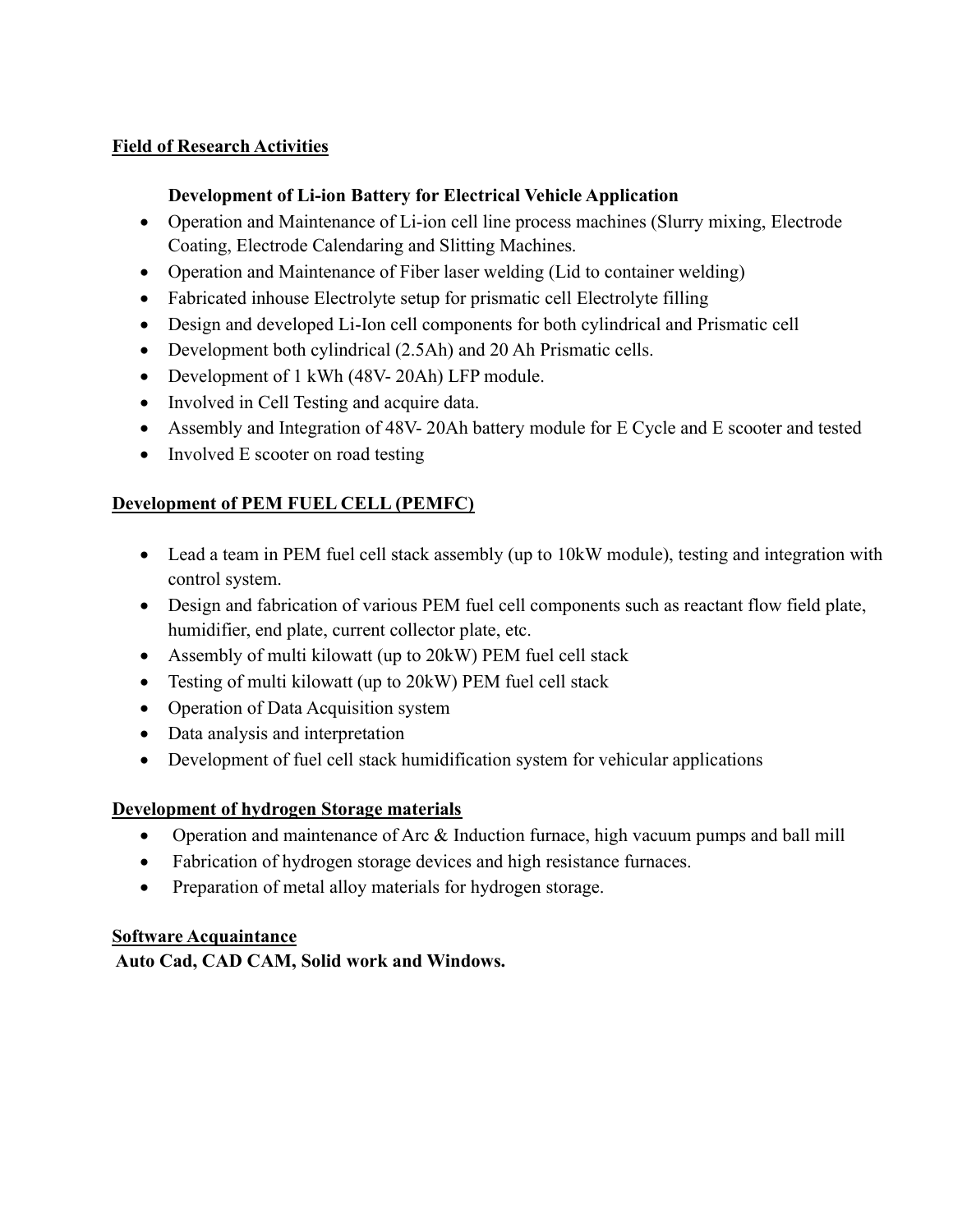**Field of Research Activities**

**Development of Li-ion Battery for Electrical Vehicle Application**

- Operation and Maintenance of Li-ion cell line process machines (Slurry mixing, Electrode Coating, Electrode Calendaring and Slitting Machines.
- Operation and Maintenance of Fiber laser welding (Lid to container welding)
- Fabricated inhouse Electrolyte setup for prismatic cell Electrolyte filling
- Design and developed Li-Ion cell components for both cylindrical and Prismatic cell
- Development both cylindrical (2.5Ah) and 20 Ah Prismatic cells.
- Development of 1 kWh (48V- 20Ah) LFP module.
- Involved in Cell Testing and acquire data.
- Assembly and Integration of 48V- 20Ah battery module for E Cycle and E scooter and tested
- Involved E scooter on road testing

**Development of PEM FUEL CELL (PEMFC)**

- Lead a team in PEM fuel cell stack assembly (up to 10kW module), testing and integration with control system.
- Design and fabrication of various PEM fuel cell components such as reactant flow field plate, humidifier, end plate, current collector plate, etc.
- Assembly of multi kilowatt (up to 20kW) PEM fuel cell stack
- Testing of multi kilowatt (up to 20kW) PEM fuel cell stack
- Operation of Data Acquisition system
- Data analysis and interpretation
- Development of fuel cell stack humidification system for vehicular applications

**Development of hydrogen Storage materials**

- Operation and maintenance of Arc & Induction furnace, high vacuum pumps and ball mill
- Fabrication of hydrogen storage devices and high resistance furnaces.
- Preparation of metal alloy materials for hydrogen storage.

**Software Acquaintance**

**Auto Cad, CAD CAM, Solid work and Windows.**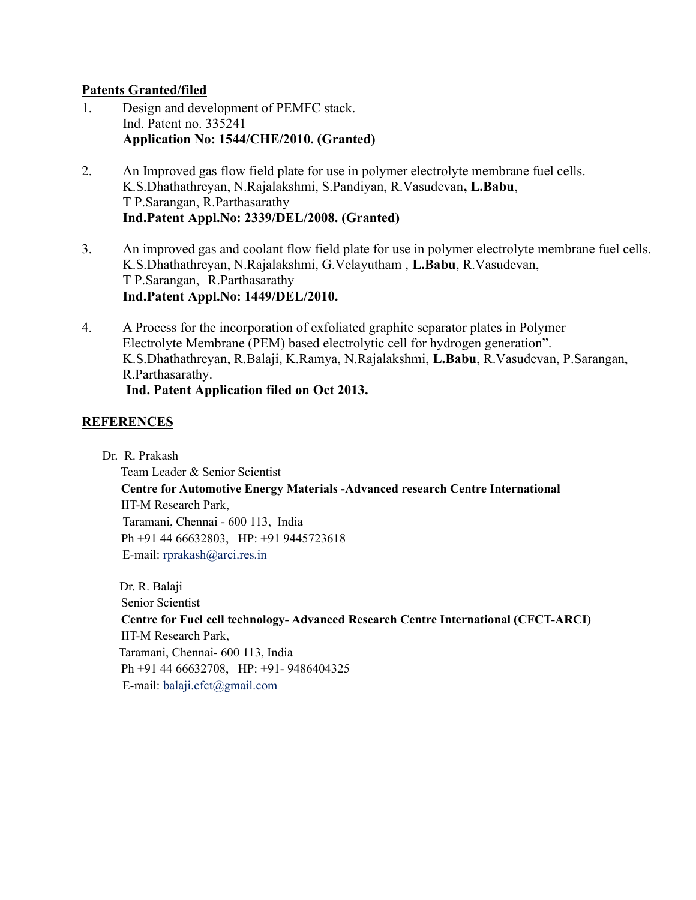**Patents Granted/filed**

1. Design and development of PEMFC stack.
   Ind. Patent no. 335241
   **Application No: 1544/CHE/2010. (Granted)**

2. An Improved gas flow field plate for use in polymer electrolyte membrane fuel cells.
   K.S.Dhathathreyan, N.Rajalakshmi, S.Pandiyan, R.Vasudevan**, L.Babu**,
   T P.Sarangan, R.Parthasarathy
   **Ind.Patent Appl.No: 2339/DEL/2008. (Granted)**

3. An improved gas and coolant flow field plate for use in polymer electrolyte membrane fuel cells.
   K.S.Dhathathreyan, N.Rajalakshmi, G.Velayutham , **L.Babu**, R.Vasudevan,
   T P.Sarangan, R.Parthasarathy
   **Ind.Patent Appl.No: 1449/DEL/2010.**

4. A Process for the incorporation of exfoliated graphite separator plates in Polymer Electrolyte Membrane (PEM) based electrolytic cell for hydrogen generation".
   K.S.Dhathathreyan, R.Balaji, K.Ramya, N.Rajalakshmi, **L.Babu**, R.Vasudevan, P.Sarangan, R.Parthasarathy.
   **Ind. Patent Application filed on Oct 2013.**

**REFERENCES**

Dr. R. Prakash
Team Leader & Senior Scientist
**Centre for Automotive Energy Materials -Advanced research Centre International**
IIT-M Research Park,
Taramani, Chennai - 600 113, India
Ph +91 44 66632803, HP: +91 9445723618
E-mail: rprakash@arci.res.in

Dr. R. Balaji
Senior Scientist
**Centre for Fuel cell technology- Advanced Research Centre International (CFCT-ARCI)**
IIT-M Research Park,
Taramani, Chennai- 600 113, India
Ph +91 44 66632708, HP: +91- 9486404325
E-mail: balaji.cfct@gmail.com